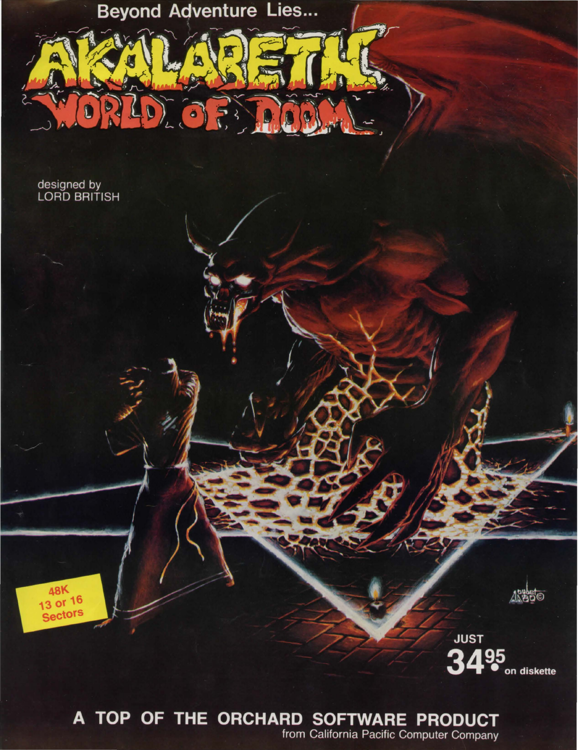Beyond Adventure Lies...

# AKALABETH

## WORLD OF DOOM

designed by
LORD BRITISH

48K
13 or 16
Sectors

JUST
34.95 on diskette

**A TOP OF THE ORCHARD SOFTWARE PRODUCT**
from California Pacific Computer Company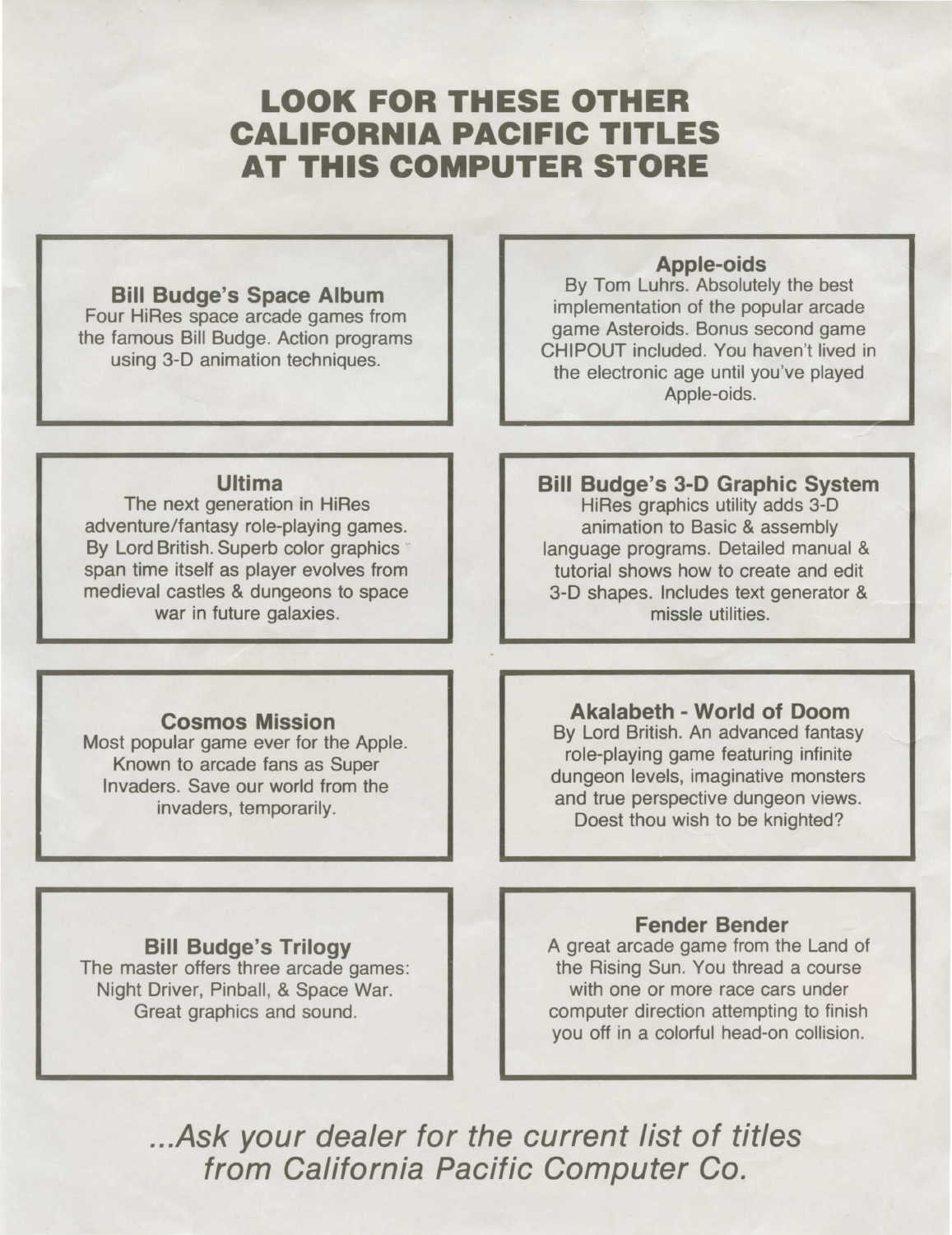# LOOK FOR THESE OTHER CALIFORNIA PACIFIC TITLES AT THIS COMPUTER STORE

### Bill Budge's Space Album

Four HiRes space arcade games from the famous Bill Budge. Action programs using 3-D animation techniques.

### Apple-oids

By Tom Luhrs. Absolutely the best implementation of the popular arcade game Asteroids. Bonus second game CHIPOUT included. You haven't lived in the electronic age until you've played Apple-oids.

### Ultima

The next generation in HiRes adventure/fantasy role-playing games. By Lord British. Superb color graphics span time itself as player evolves from medieval castles & dungeons to space war in future galaxies.

### Bill Budge's 3-D Graphic System

HiRes graphics utility adds 3-D animation to Basic & assembly language programs. Detailed manual & tutorial shows how to create and edit 3-D shapes. Includes text generator & missle utilities.

### Cosmos Mission

Most popular game ever for the Apple. Known to arcade fans as Super Invaders. Save our world from the invaders, temporarily.

### Akalabeth - World of Doom

By Lord British. An advanced fantasy role-playing game featuring infinite dungeon levels, imaginative monsters and true perspective dungeon views. Doest thou wish to be knighted?

### Bill Budge's Trilogy

The master offers three arcade games: Night Driver, Pinball, & Space War. Great graphics and sound.

### Fender Bender

A great arcade game from the Land of the Rising Sun. You thread a course with one or more race cars under computer direction attempting to finish you off in a colorful head-on collision.

*...Ask your dealer for the current list of titles from California Pacific Computer Co.*